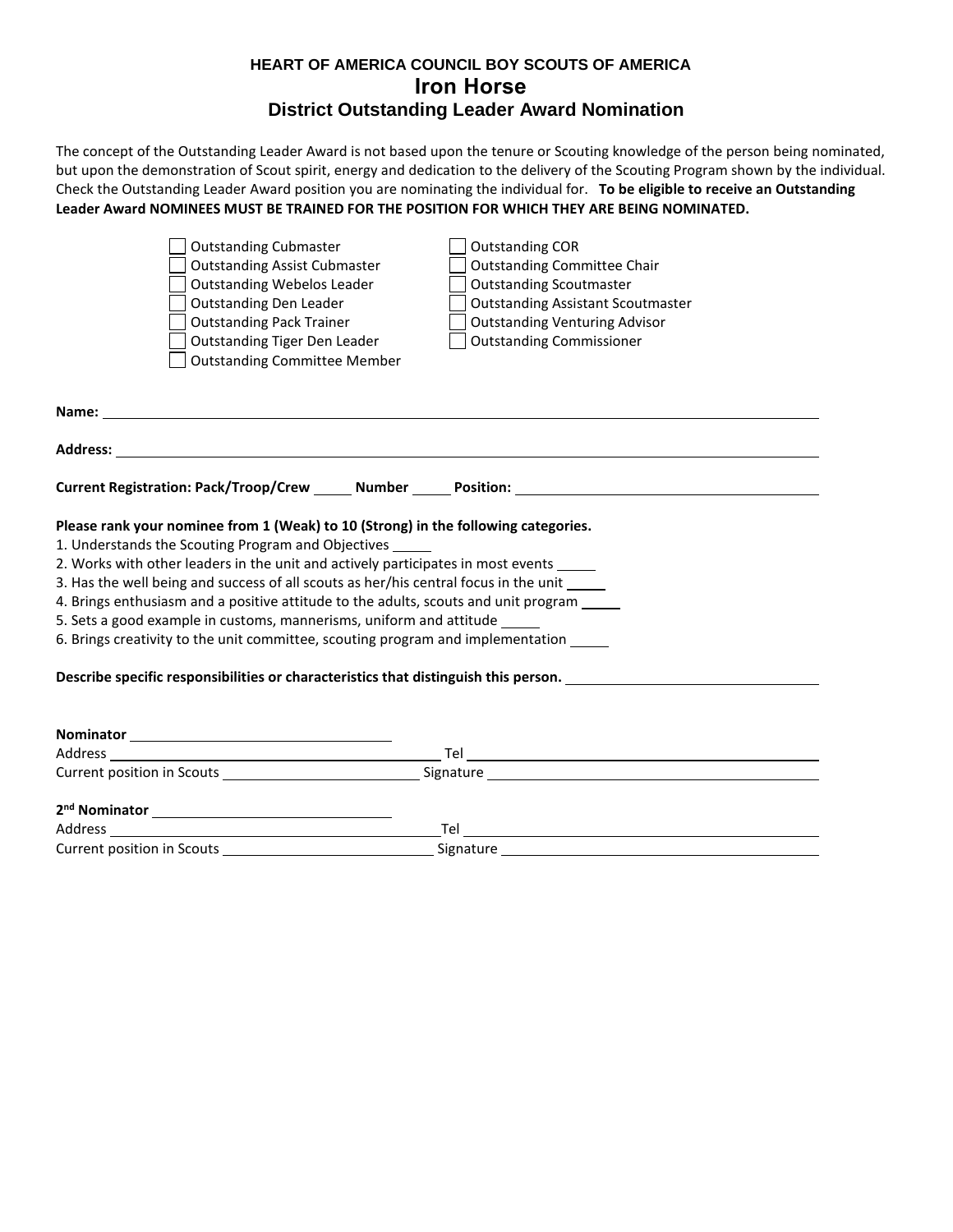**HEART OF AMERICA COUNCIL BOY SCOUTS OF AMERICA**

# Iron Horse

## District Outstanding Leader Award Nomination

The concept of the Outstanding Leader Award is not based upon the tenure or Scouting knowledge of the person being nominated, but upon the demonstration of Scout spirit, energy and dedication to the delivery of the Scouting Program shown by the individual. Check the Outstanding Leader Award position you are nominating the individual for. **To be eligible to receive an Outstanding Leader Award NOMINEES MUST BE TRAINED FOR THE POSITION FOR WHICH THEY ARE BEING NOMINATED.**

- [ ] Outstanding Cubmaster
- [ ] Outstanding Assist Cubmaster
- [ ] Outstanding Webelos Leader
- [ ] Outstanding Den Leader
- [ ] Outstanding Pack Trainer
- [ ] Outstanding Tiger Den Leader
- [ ] Outstanding Committee Member
- [ ] Outstanding COR
- [ ] Outstanding Committee Chair
- [ ] Outstanding Scoutmaster
- [ ] Outstanding Assistant Scoutmaster
- [ ] Outstanding Venturing Advisor
- [ ] Outstanding Commissioner

**Name:** ________________________________________

**Address:** ________________________________________

**Current Registration: Pack/Troop/Crew** _____ **Number** _____ **Position:** ____________________

**Please rank your nominee from 1 (Weak) to 10 (Strong) in the following categories.**

1. Understands the Scouting Program and Objectives _____
2. Works with other leaders in the unit and actively participates in most events _____
3. Has the well being and success of all scouts as her/his central focus in the unit _____
4. Brings enthusiasm and a positive attitude to the adults, scouts and unit program _____
5. Sets a good example in customs, mannerisms, uniform and attitude _____
6. Brings creativity to the unit committee, scouting program and implementation _____

**Describe specific responsibilities or characteristics that distinguish this person.** ____________________

**Nominator** ____________________

Address ____________________ Tel ____________________

Current position in Scouts ____________________ Signature ____________________

**2nd Nominator** ____________________

Address ____________________ Tel ____________________

Current position in Scouts ____________________ Signature ____________________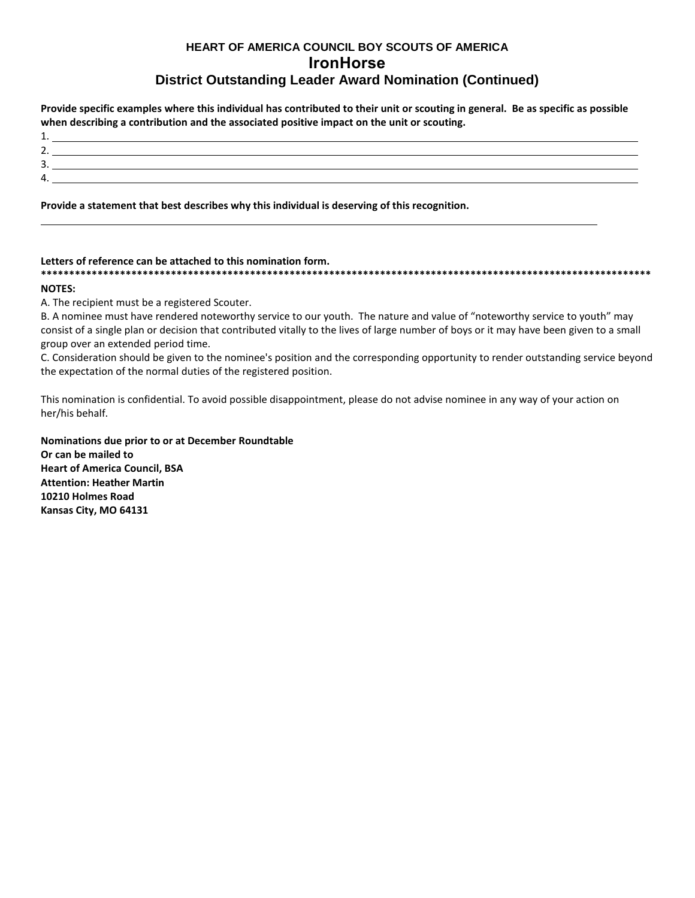**HEART OF AMERICA COUNCIL BOY SCOUTS OF AMERICA**

# IronHorse

## District Outstanding Leader Award Nomination (Continued)

**Provide specific examples where this individual has contributed to their unit or scouting in general. Be as specific as possible when describing a contribution and the associated positive impact on the unit or scouting.**

1. \_\_\_\_\_\_\_\_\_\_\_\_\_\_\_\_\_\_\_\_\_\_\_\_\_\_\_\_\_\_\_\_\_\_\_\_\_\_\_\_\_\_\_\_\_\_\_\_\_\_\_\_\_\_\_\_\_\_\_\_\_\_\_\_\_\_\_\_\_\_\_\_\_\_\_\_\_\_
2. \_\_\_\_\_\_\_\_\_\_\_\_\_\_\_\_\_\_\_\_\_\_\_\_\_\_\_\_\_\_\_\_\_\_\_\_\_\_\_\_\_\_\_\_\_\_\_\_\_\_\_\_\_\_\_\_\_\_\_\_\_\_\_\_\_\_\_\_\_\_\_\_\_\_\_\_\_\_
3. \_\_\_\_\_\_\_\_\_\_\_\_\_\_\_\_\_\_\_\_\_\_\_\_\_\_\_\_\_\_\_\_\_\_\_\_\_\_\_\_\_\_\_\_\_\_\_\_\_\_\_\_\_\_\_\_\_\_\_\_\_\_\_\_\_\_\_\_\_\_\_\_\_\_\_\_\_\_
4. \_\_\_\_\_\_\_\_\_\_\_\_\_\_\_\_\_\_\_\_\_\_\_\_\_\_\_\_\_\_\_\_\_\_\_\_\_\_\_\_\_\_\_\_\_\_\_\_\_\_\_\_\_\_\_\_\_\_\_\_\_\_\_\_\_\_\_\_\_\_\_\_\_\_\_\_\_\_

**Provide a statement that best describes why this individual is deserving of this recognition.**

\_\_\_\_\_\_\_\_\_\_\_\_\_\_\_\_\_\_\_\_\_\_\_\_\_\_\_\_\_\_\_\_\_\_\_\_\_\_\_\_\_\_\_\_\_\_\_\_\_\_\_\_\_\_\_\_\_\_\_\_\_\_\_\_\_\_\_\_\_\_\_\_\_\_\_\_\_\_

**Letters of reference can be attached to this nomination form.**

**\*\*\*\*\*\*\*\*\*\*\*\*\*\*\*\*\*\*\*\*\*\*\*\*\*\*\*\*\*\*\*\*\*\*\*\*\*\*\*\*\*\*\*\*\*\*\*\*\*\*\*\*\*\*\*\*\*\*\*\*\*\*\*\*\*\*\*\*\*\*\*\*\*\*\*\*\*\*\*\*\*\*\*\*\*\*\*\*\*\*\*\*\*\*\*\*\*\*\*\*\*\*\*\*\*\*\*\*\*\*\*\***

**NOTES:**

A. The recipient must be a registered Scouter.

B. A nominee must have rendered noteworthy service to our youth. The nature and value of "noteworthy service to youth" may consist of a single plan or decision that contributed vitally to the lives of large number of boys or it may have been given to a small group over an extended period time.

C. Consideration should be given to the nominee's position and the corresponding opportunity to render outstanding service beyond the expectation of the normal duties of the registered position.

This nomination is confidential. To avoid possible disappointment, please do not advise nominee in any way of your action on her/his behalf.

**Nominations due prior to or at December Roundtable**
**Or can be mailed to**
**Heart of America Council, BSA**
**Attention: Heather Martin**
**10210 Holmes Road**
**Kansas City, MO 64131**